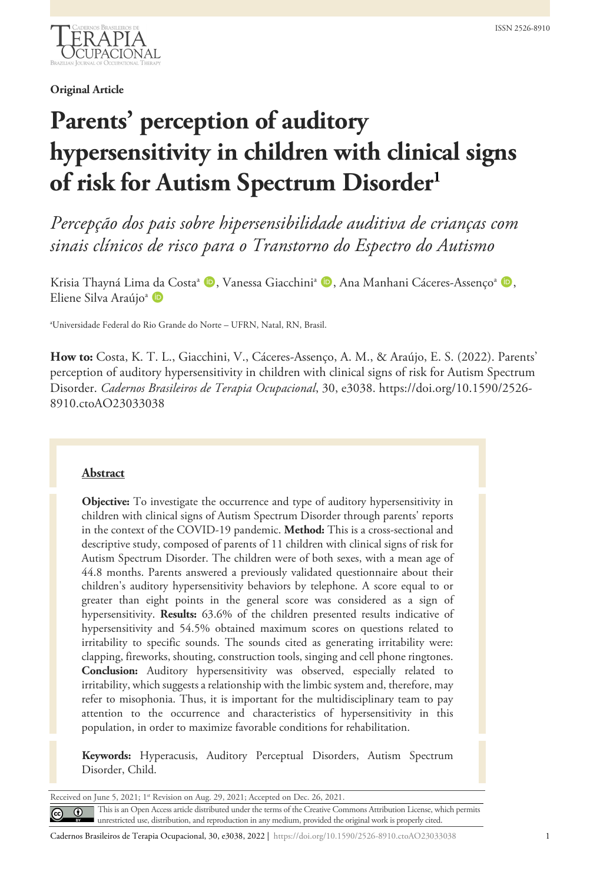**Original Article**

# Parents' perception of auditory hypersensitivity in children with clinical signs of risk for Autism Spectrum Disorder[1]

*Percepção dos pais sobre hipersensibilidade auditiva de crianças com sinais clínicos de risco para o Transtorno do Espectro do Autismo*

Krisia Thayná Lima da Costa[a], Vanessa Giacchini[a], Ana Manhani Cáceres-Assenço[a], Eliene Silva Araújo[a]

[a]Universidade Federal do Rio Grande do Norte – UFRN, Natal, RN, Brasil.

**How to:** Costa, K. T. L., Giacchini, V., Cáceres-Assenço, A. M., & Araújo, E. S. (2022). Parents' perception of auditory hypersensitivity in children with clinical signs of risk for Autism Spectrum Disorder. *Cadernos Brasileiros de Terapia Ocupacional*, 30, e3038. https://doi.org/10.1590/2526-8910.ctoAO23033038

## Abstract

**Objective:** To investigate the occurrence and type of auditory hypersensitivity in children with clinical signs of Autism Spectrum Disorder through parents' reports in the context of the COVID-19 pandemic. **Method:** This is a cross-sectional and descriptive study, composed of parents of 11 children with clinical signs of risk for Autism Spectrum Disorder. The children were of both sexes, with a mean age of 44.8 months. Parents answered a previously validated questionnaire about their children's auditory hypersensitivity behaviors by telephone. A score equal to or greater than eight points in the general score was considered as a sign of hypersensitivity. **Results:** 63.6% of the children presented results indicative of hypersensitivity and 54.5% obtained maximum scores on questions related to irritability to specific sounds. The sounds cited as generating irritability were: clapping, fireworks, shouting, construction tools, singing and cell phone ringtones. **Conclusion:** Auditory hypersensitivity was observed, especially related to irritability, which suggests a relationship with the limbic system and, therefore, may refer to misophonia. Thus, it is important for the multidisciplinary team to pay attention to the occurrence and characteristics of hypersensitivity in this population, in order to maximize favorable conditions for rehabilitation.

**Keywords:** Hyperacusis, Auditory Perceptual Disorders, Autism Spectrum Disorder, Child.

Received on June 5, 2021; 1st Revision on Aug. 29, 2021; Accepted on Dec. 26, 2021.

This is an Open Access article distributed under the terms of the Creative Commons Attribution License, which permits unrestricted use, distribution, and reproduction in any medium, provided the original work is properly cited.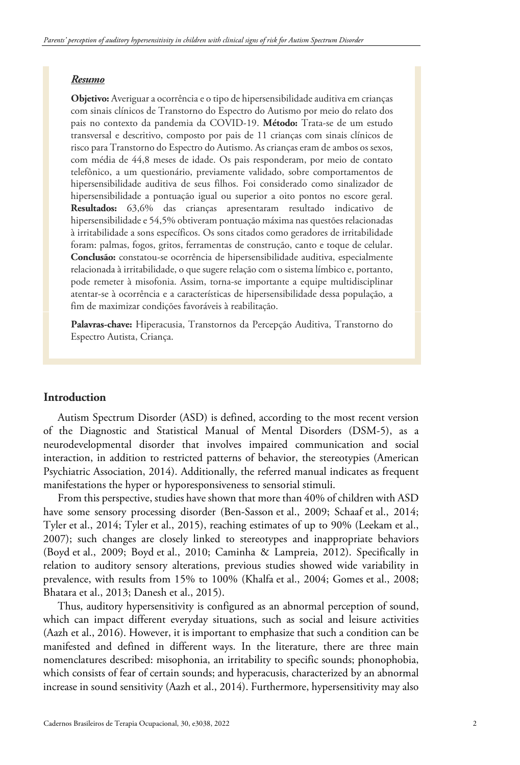### *Resumo*

**Objetivo:** Averiguar a ocorrência e o tipo de hipersensibilidade auditiva em crianças com sinais clínicos de Transtorno do Espectro do Autismo por meio do relato dos pais no contexto da pandemia da COVID-19. **Método:** Trata-se de um estudo transversal e descritivo, composto por pais de 11 crianças com sinais clínicos de risco para Transtorno do Espectro do Autismo. As crianças eram de ambos os sexos, com média de 44,8 meses de idade. Os pais responderam, por meio de contato telefônico, a um questionário, previamente validado, sobre comportamentos de hipersensibilidade auditiva de seus filhos. Foi considerado como sinalizador de hipersensibilidade a pontuação igual ou superior a oito pontos no escore geral. **Resultados:** 63,6% das crianças apresentaram resultado indicativo de hipersensibilidade e 54,5% obtiveram pontuação máxima nas questões relacionadas à irritabilidade a sons específicos. Os sons citados como geradores de irritabilidade foram: palmas, fogos, gritos, ferramentas de construção, canto e toque de celular. **Conclusão:** constatou-se ocorrência de hipersensibilidade auditiva, especialmente relacionada à irritabilidade, o que sugere relação com o sistema límbico e, portanto, pode remeter à misofonia. Assim, torna-se importante a equipe multidisciplinar atentar-se à ocorrência e a características de hipersensibilidade dessa população, a fim de maximizar condições favoráveis à reabilitação.

**Palavras-chave:** Hiperacusia, Transtornos da Percepção Auditiva, Transtorno do Espectro Autista, Criança.

## Introduction

Autism Spectrum Disorder (ASD) is defined, according to the most recent version of the Diagnostic and Statistical Manual of Mental Disorders (DSM-5), as a neurodevelopmental disorder that involves impaired communication and social interaction, in addition to restricted patterns of behavior, the stereotypies (American Psychiatric Association, 2014). Additionally, the referred manual indicates as frequent manifestations the hyper or hyporesponsiveness to sensorial stimuli.

From this perspective, studies have shown that more than 40% of children with ASD have some sensory processing disorder (Ben-Sasson et al., 2009; Schaaf et al., 2014; Tyler et al., 2014; Tyler et al., 2015), reaching estimates of up to 90% (Leekam et al., 2007); such changes are closely linked to stereotypes and inappropriate behaviors (Boyd et al., 2009; Boyd et al., 2010; Caminha & Lampreia, 2012). Specifically in relation to auditory sensory alterations, previous studies showed wide variability in prevalence, with results from 15% to 100% (Khalfa et al., 2004; Gomes et al., 2008; Bhatara et al., 2013; Danesh et al., 2015).

Thus, auditory hypersensitivity is configured as an abnormal perception of sound, which can impact different everyday situations, such as social and leisure activities (Aazh et al., 2016). However, it is important to emphasize that such a condition can be manifested and defined in different ways. In the literature, there are three main nomenclatures described: misophonia, an irritability to specific sounds; phonophobia, which consists of fear of certain sounds; and hyperacusis, characterized by an abnormal increase in sound sensitivity (Aazh et al., 2014). Furthermore, hypersensitivity may also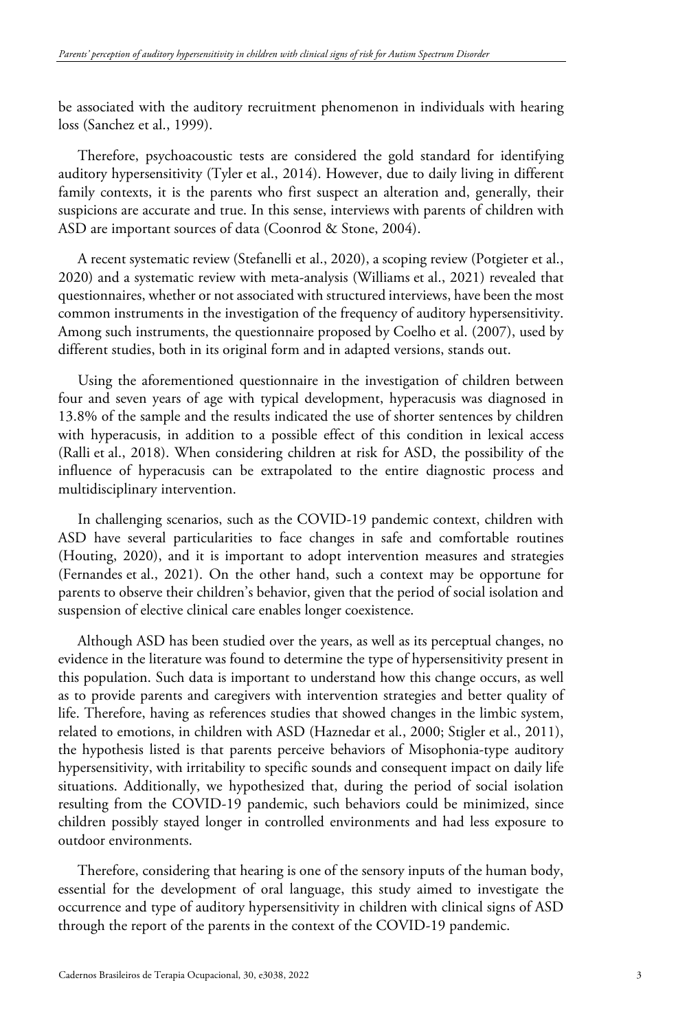be associated with the auditory recruitment phenomenon in individuals with hearing loss (Sanchez et al., 1999).

Therefore, psychoacoustic tests are considered the gold standard for identifying auditory hypersensitivity (Tyler et al., 2014). However, due to daily living in different family contexts, it is the parents who first suspect an alteration and, generally, their suspicions are accurate and true. In this sense, interviews with parents of children with ASD are important sources of data (Coonrod & Stone, 2004).

A recent systematic review (Stefanelli et al., 2020), a scoping review (Potgieter et al., 2020) and a systematic review with meta-analysis (Williams et al., 2021) revealed that questionnaires, whether or not associated with structured interviews, have been the most common instruments in the investigation of the frequency of auditory hypersensitivity. Among such instruments, the questionnaire proposed by Coelho et al. (2007), used by different studies, both in its original form and in adapted versions, stands out.

Using the aforementioned questionnaire in the investigation of children between four and seven years of age with typical development, hyperacusis was diagnosed in 13.8% of the sample and the results indicated the use of shorter sentences by children with hyperacusis, in addition to a possible effect of this condition in lexical access (Ralli et al., 2018). When considering children at risk for ASD, the possibility of the influence of hyperacusis can be extrapolated to the entire diagnostic process and multidisciplinary intervention.

In challenging scenarios, such as the COVID-19 pandemic context, children with ASD have several particularities to face changes in safe and comfortable routines (Houting, 2020), and it is important to adopt intervention measures and strategies (Fernandes et al., 2021). On the other hand, such a context may be opportune for parents to observe their children's behavior, given that the period of social isolation and suspension of elective clinical care enables longer coexistence.

Although ASD has been studied over the years, as well as its perceptual changes, no evidence in the literature was found to determine the type of hypersensitivity present in this population. Such data is important to understand how this change occurs, as well as to provide parents and caregivers with intervention strategies and better quality of life. Therefore, having as references studies that showed changes in the limbic system, related to emotions, in children with ASD (Haznedar et al., 2000; Stigler et al., 2011), the hypothesis listed is that parents perceive behaviors of Misophonia-type auditory hypersensitivity, with irritability to specific sounds and consequent impact on daily life situations. Additionally, we hypothesized that, during the period of social isolation resulting from the COVID-19 pandemic, such behaviors could be minimized, since children possibly stayed longer in controlled environments and had less exposure to outdoor environments.

Therefore, considering that hearing is one of the sensory inputs of the human body, essential for the development of oral language, this study aimed to investigate the occurrence and type of auditory hypersensitivity in children with clinical signs of ASD through the report of the parents in the context of the COVID-19 pandemic.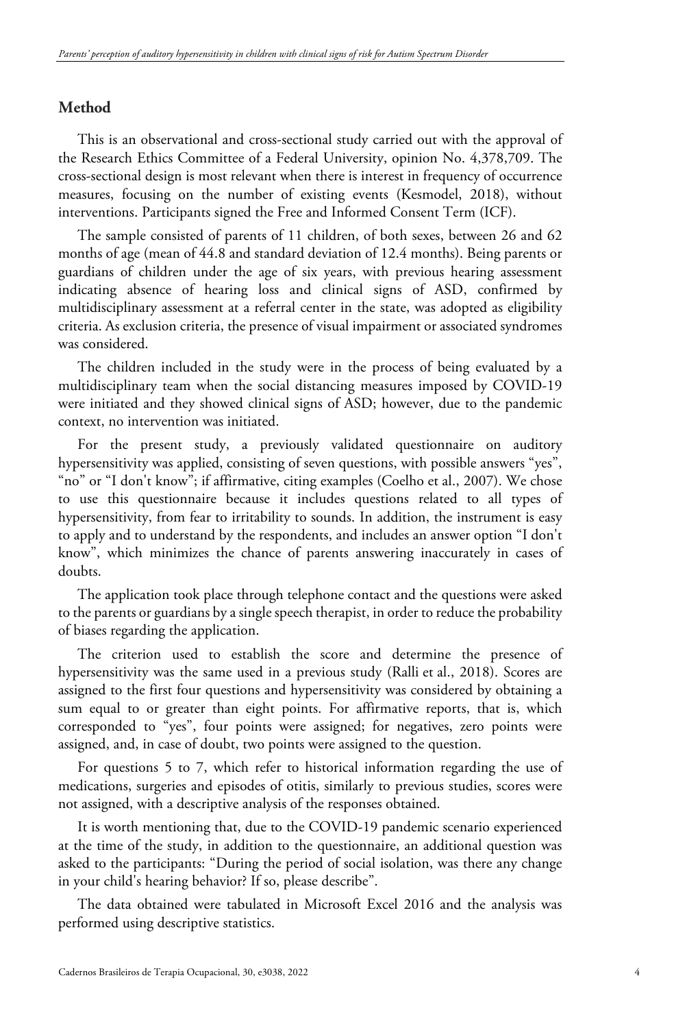## Method

This is an observational and cross-sectional study carried out with the approval of the Research Ethics Committee of a Federal University, opinion No. 4,378,709. The cross-sectional design is most relevant when there is interest in frequency of occurrence measures, focusing on the number of existing events (Kesmodel, 2018), without interventions. Participants signed the Free and Informed Consent Term (ICF).

The sample consisted of parents of 11 children, of both sexes, between 26 and 62 months of age (mean of 44.8 and standard deviation of 12.4 months). Being parents or guardians of children under the age of six years, with previous hearing assessment indicating absence of hearing loss and clinical signs of ASD, confirmed by multidisciplinary assessment at a referral center in the state, was adopted as eligibility criteria. As exclusion criteria, the presence of visual impairment or associated syndromes was considered.

The children included in the study were in the process of being evaluated by a multidisciplinary team when the social distancing measures imposed by COVID-19 were initiated and they showed clinical signs of ASD; however, due to the pandemic context, no intervention was initiated.

For the present study, a previously validated questionnaire on auditory hypersensitivity was applied, consisting of seven questions, with possible answers "yes", "no" or "I don't know"; if affirmative, citing examples (Coelho et al., 2007). We chose to use this questionnaire because it includes questions related to all types of hypersensitivity, from fear to irritability to sounds. In addition, the instrument is easy to apply and to understand by the respondents, and includes an answer option "I don't know", which minimizes the chance of parents answering inaccurately in cases of doubts.

The application took place through telephone contact and the questions were asked to the parents or guardians by a single speech therapist, in order to reduce the probability of biases regarding the application.

The criterion used to establish the score and determine the presence of hypersensitivity was the same used in a previous study (Ralli et al., 2018). Scores are assigned to the first four questions and hypersensitivity was considered by obtaining a sum equal to or greater than eight points. For affirmative reports, that is, which corresponded to "yes", four points were assigned; for negatives, zero points were assigned, and, in case of doubt, two points were assigned to the question.

For questions 5 to 7, which refer to historical information regarding the use of medications, surgeries and episodes of otitis, similarly to previous studies, scores were not assigned, with a descriptive analysis of the responses obtained.

It is worth mentioning that, due to the COVID-19 pandemic scenario experienced at the time of the study, in addition to the questionnaire, an additional question was asked to the participants: "During the period of social isolation, was there any change in your child's hearing behavior? If so, please describe".

The data obtained were tabulated in Microsoft Excel 2016 and the analysis was performed using descriptive statistics.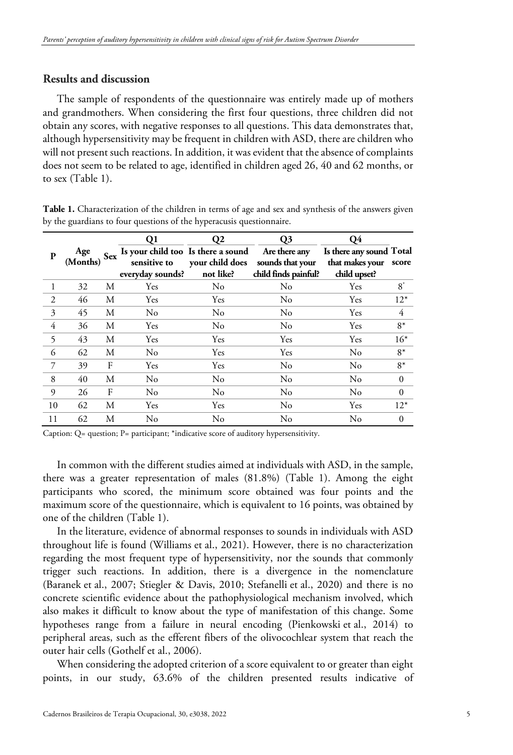## Results and discussion

The sample of respondents of the questionnaire was entirely made up of mothers and grandmothers. When considering the first four questions, three children did not obtain any scores, with negative responses to all questions. This data demonstrates that, although hypersensitivity may be frequent in children with ASD, there are children who will not present such reactions. In addition, it was evident that the absence of complaints does not seem to be related to age, identified in children aged 26, 40 and 62 months, or to sex (Table 1).

**Table 1.** Characterization of the children in terms of age and sex and synthesis of the answers given by the guardians to four questions of the hyperacusis questionnaire.

| P | Age (Months) | Sex | Q1 Is your child too sensitive to everyday sounds? | Q2 Is there a sound your child does not like? | Q3 Are there any sounds that your child finds painful? | Q4 Is there any sound that makes your child upset? | Total score |
|---|---|---|---|---|---|---|---|
| 1 | 32 | M | Yes | No | No | Yes | 8* |
| 2 | 46 | M | Yes | Yes | No | Yes | 12* |
| 3 | 45 | M | No | No | No | Yes | 4 |
| 4 | 36 | M | Yes | No | No | Yes | 8* |
| 5 | 43 | M | Yes | Yes | Yes | Yes | 16* |
| 6 | 62 | M | No | Yes | Yes | No | 8* |
| 7 | 39 | F | Yes | Yes | No | No | 8* |
| 8 | 40 | M | No | No | No | No | 0 |
| 9 | 26 | F | No | No | No | No | 0 |
| 10 | 62 | M | Yes | Yes | No | Yes | 12* |
| 11 | 62 | M | No | No | No | No | 0 |

Caption: Q= question; P= participant; *indicative score of auditory hypersensitivity.

In common with the different studies aimed at individuals with ASD, in the sample, there was a greater representation of males (81.8%) (Table 1). Among the eight participants who scored, the minimum score obtained was four points and the maximum score of the questionnaire, which is equivalent to 16 points, was obtained by one of the children (Table 1).

In the literature, evidence of abnormal responses to sounds in individuals with ASD throughout life is found (Williams et al., 2021). However, there is no characterization regarding the most frequent type of hypersensitivity, nor the sounds that commonly trigger such reactions. In addition, there is a divergence in the nomenclature (Baranek et al., 2007; Stiegler & Davis, 2010; Stefanelli et al., 2020) and there is no concrete scientific evidence about the pathophysiological mechanism involved, which also makes it difficult to know about the type of manifestation of this change. Some hypotheses range from a failure in neural encoding (Pienkowski et al., 2014) to peripheral areas, such as the efferent fibers of the olivocochlear system that reach the outer hair cells (Gothelf et al., 2006).

When considering the adopted criterion of a score equivalent to or greater than eight points, in our study, 63.6% of the children presented results indicative of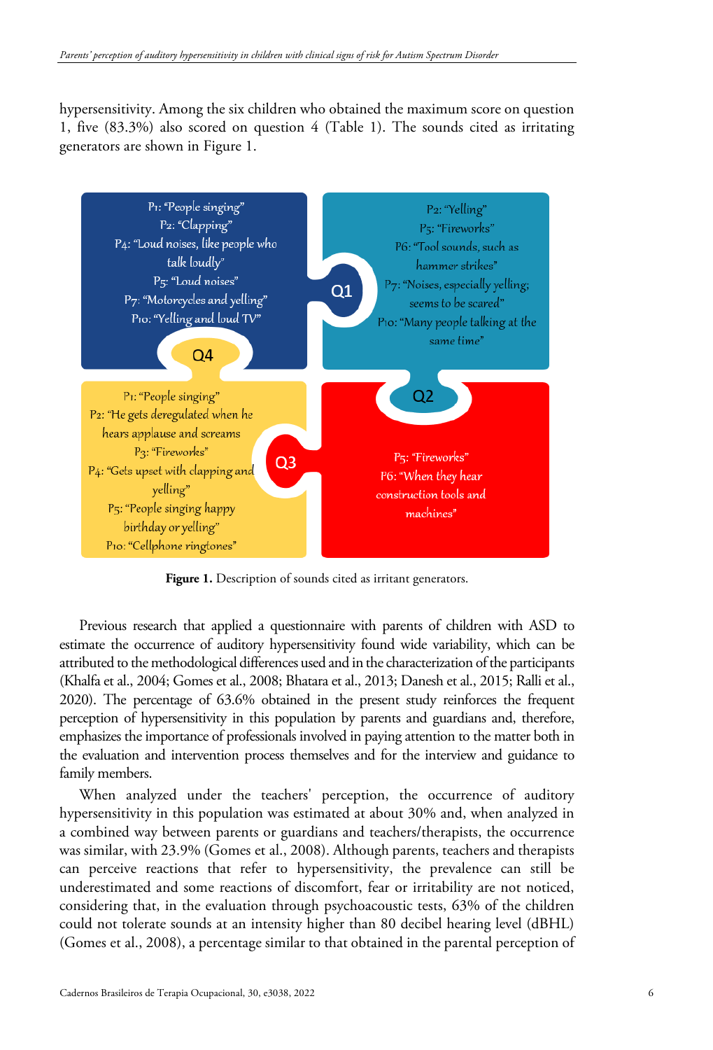hypersensitivity. Among the six children who obtained the maximum score on question 1, five (83.3%) also scored on question 4 (Table 1). The sounds cited as irritating generators are shown in Figure 1.

**Q1**

P2: "Yelling"
P5: "Fireworks"
P6: "Tool sounds, such as hammer strikes"
P7: "Noises, especially yelling; seems to be scared"
P10: "Many people talking at the same time"

**Q2**

P5: "Fireworks"
P6: "When they hear construction tools and machines"

**Q3**

P1: "People singing"
P2: "He gets deregulated when he hears applause and screams
P3: "Fireworks"
P4: "Gets upset with clapping and yelling"
P5: "People singing happy birthday or yelling"
P10: "Cellphone ringtones"

**Q4**

P1: "People singing"
P2: "Clapping"
P4: "Loud noises, like people who talk loudly"
P5: "Loud noises"
P7: "Motorcycles and yelling"
P10: "Yelling and loud TV"

**Figure 1.** Description of sounds cited as irritant generators.

Previous research that applied a questionnaire with parents of children with ASD to estimate the occurrence of auditory hypersensitivity found wide variability, which can be attributed to the methodological differences used and in the characterization of the participants (Khalfa et al., 2004; Gomes et al., 2008; Bhatara et al., 2013; Danesh et al., 2015; Ralli et al., 2020). The percentage of 63.6% obtained in the present study reinforces the frequent perception of hypersensitivity in this population by parents and guardians and, therefore, emphasizes the importance of professionals involved in paying attention to the matter both in the evaluation and intervention process themselves and for the interview and guidance to family members.

When analyzed under the teachers' perception, the occurrence of auditory hypersensitivity in this population was estimated at about 30% and, when analyzed in a combined way between parents or guardians and teachers/therapists, the occurrence was similar, with 23.9% (Gomes et al., 2008). Although parents, teachers and therapists can perceive reactions that refer to hypersensitivity, the prevalence can still be underestimated and some reactions of discomfort, fear or irritability are not noticed, considering that, in the evaluation through psychoacoustic tests, 63% of the children could not tolerate sounds at an intensity higher than 80 decibel hearing level (dBHL) (Gomes et al., 2008), a percentage similar to that obtained in the parental perception of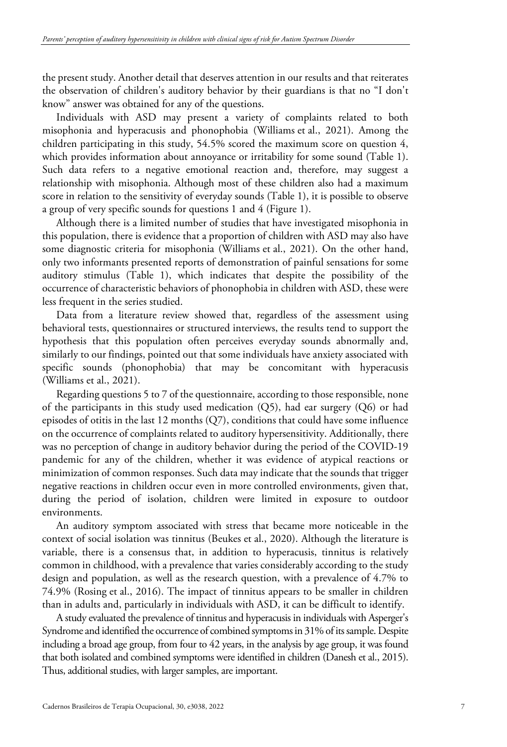the present study. Another detail that deserves attention in our results and that reiterates the observation of children's auditory behavior by their guardians is that no "I don't know" answer was obtained for any of the questions.

Individuals with ASD may present a variety of complaints related to both misophonia and hyperacusis and phonophobia (Williams et al., 2021). Among the children participating in this study, 54.5% scored the maximum score on question 4, which provides information about annoyance or irritability for some sound (Table 1). Such data refers to a negative emotional reaction and, therefore, may suggest a relationship with misophonia. Although most of these children also had a maximum score in relation to the sensitivity of everyday sounds (Table 1), it is possible to observe a group of very specific sounds for questions 1 and 4 (Figure 1).

Although there is a limited number of studies that have investigated misophonia in this population, there is evidence that a proportion of children with ASD may also have some diagnostic criteria for misophonia (Williams et al., 2021). On the other hand, only two informants presented reports of demonstration of painful sensations for some auditory stimulus (Table 1), which indicates that despite the possibility of the occurrence of characteristic behaviors of phonophobia in children with ASD, these were less frequent in the series studied.

Data from a literature review showed that, regardless of the assessment using behavioral tests, questionnaires or structured interviews, the results tend to support the hypothesis that this population often perceives everyday sounds abnormally and, similarly to our findings, pointed out that some individuals have anxiety associated with specific sounds (phonophobia) that may be concomitant with hyperacusis (Williams et al., 2021).

Regarding questions 5 to 7 of the questionnaire, according to those responsible, none of the participants in this study used medication (Q5), had ear surgery (Q6) or had episodes of otitis in the last 12 months (Q7), conditions that could have some influence on the occurrence of complaints related to auditory hypersensitivity. Additionally, there was no perception of change in auditory behavior during the period of the COVID-19 pandemic for any of the children, whether it was evidence of atypical reactions or minimization of common responses. Such data may indicate that the sounds that trigger negative reactions in children occur even in more controlled environments, given that, during the period of isolation, children were limited in exposure to outdoor environments.

An auditory symptom associated with stress that became more noticeable in the context of social isolation was tinnitus (Beukes et al., 2020). Although the literature is variable, there is a consensus that, in addition to hyperacusis, tinnitus is relatively common in childhood, with a prevalence that varies considerably according to the study design and population, as well as the research question, with a prevalence of 4.7% to 74.9% (Rosing et al., 2016). The impact of tinnitus appears to be smaller in children than in adults and, particularly in individuals with ASD, it can be difficult to identify.

A study evaluated the prevalence of tinnitus and hyperacusis in individuals with Asperger's Syndrome and identified the occurrence of combined symptoms in 31% of its sample. Despite including a broad age group, from four to 42 years, in the analysis by age group, it was found that both isolated and combined symptoms were identified in children (Danesh et al., 2015). Thus, additional studies, with larger samples, are important.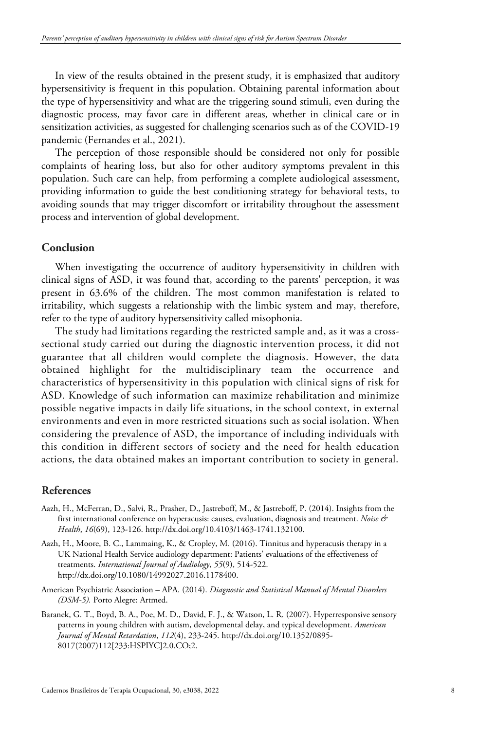In view of the results obtained in the present study, it is emphasized that auditory hypersensitivity is frequent in this population. Obtaining parental information about the type of hypersensitivity and what are the triggering sound stimuli, even during the diagnostic process, may favor care in different areas, whether in clinical care or in sensitization activities, as suggested for challenging scenarios such as of the COVID-19 pandemic (Fernandes et al., 2021).

The perception of those responsible should be considered not only for possible complaints of hearing loss, but also for other auditory symptoms prevalent in this population. Such care can help, from performing a complete audiological assessment, providing information to guide the best conditioning strategy for behavioral tests, to avoiding sounds that may trigger discomfort or irritability throughout the assessment process and intervention of global development.

## Conclusion

When investigating the occurrence of auditory hypersensitivity in children with clinical signs of ASD, it was found that, according to the parents' perception, it was present in 63.6% of the children. The most common manifestation is related to irritability, which suggests a relationship with the limbic system and may, therefore, refer to the type of auditory hypersensitivity called misophonia.

The study had limitations regarding the restricted sample and, as it was a cross-sectional study carried out during the diagnostic intervention process, it did not guarantee that all children would complete the diagnosis. However, the data obtained highlight for the multidisciplinary team the occurrence and characteristics of hypersensitivity in this population with clinical signs of risk for ASD. Knowledge of such information can maximize rehabilitation and minimize possible negative impacts in daily life situations, in the school context, in external environments and even in more restricted situations such as social isolation. When considering the prevalence of ASD, the importance of including individuals with this condition in different sectors of society and the need for health education actions, the data obtained makes an important contribution to society in general.

## References

Aazh, H., McFerran, D., Salvi, R., Prasher, D., Jastreboff, M., & Jastreboff, P. (2014). Insights from the first international conference on hyperacusis: causes, evaluation, diagnosis and treatment. *Noise & Health*, *16*(69), 123-126. http://dx.doi.org/10.4103/1463-1741.132100.

Aazh, H., Moore, B. C., Lammaing, K., & Cropley, M. (2016). Tinnitus and hyperacusis therapy in a UK National Health Service audiology department: Patients' evaluations of the effectiveness of treatments. *International Journal of Audiology*, *55*(9), 514-522. http://dx.doi.org/10.1080/14992027.2016.1178400.

American Psychiatric Association – APA. (2014). *Diagnostic and Statistical Manual of Mental Disorders (DSM-5).* Porto Alegre: Artmed.

Baranek, G. T., Boyd, B. A., Poe, M. D., David, F. J., & Watson, L. R. (2007). Hyperresponsive sensory patterns in young children with autism, developmental delay, and typical development. *American Journal of Mental Retardation*, *112*(4), 233-245. http://dx.doi.org/10.1352/0895-8017(2007)112[233:HSPIYC]2.0.CO;2.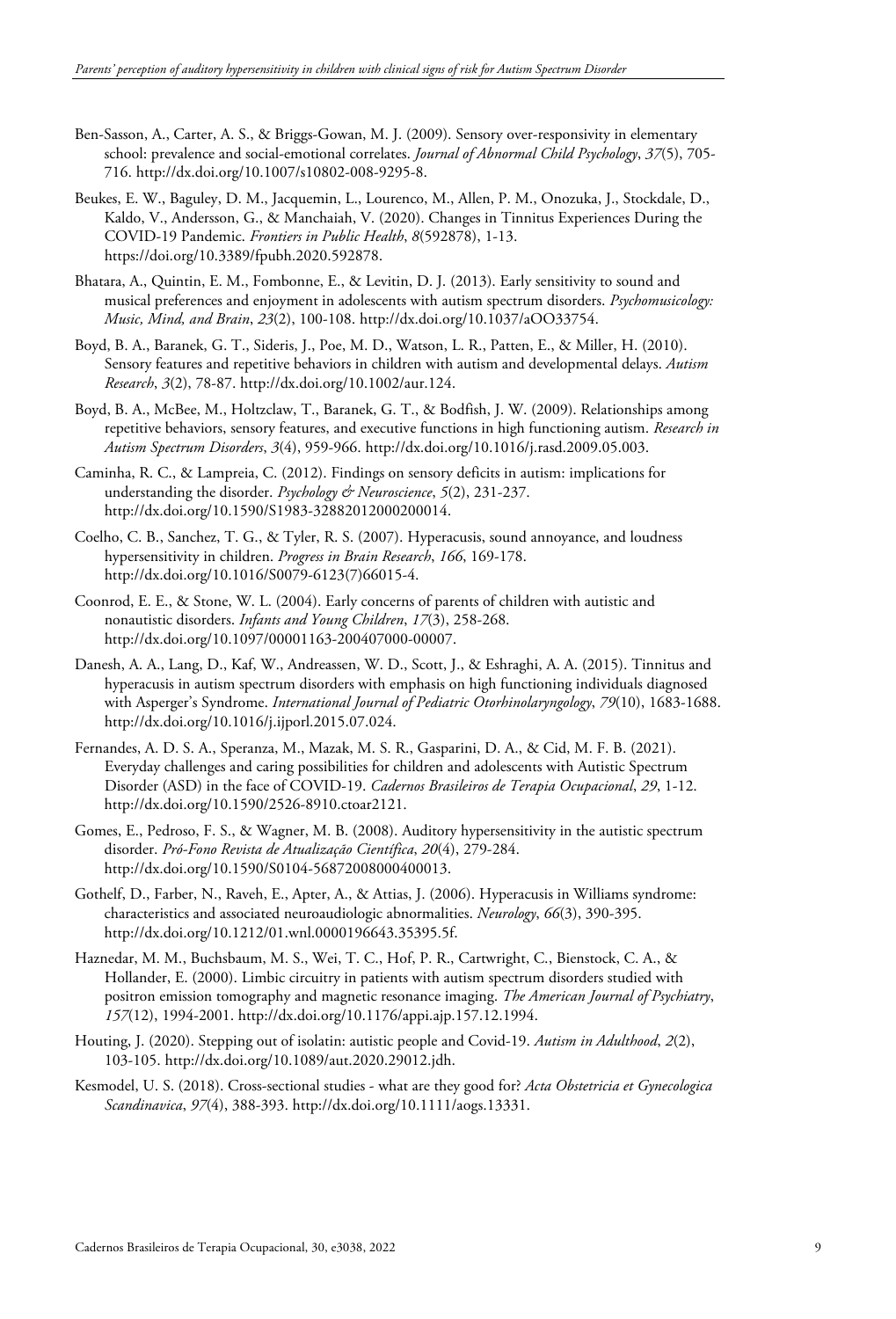Ben-Sasson, A., Carter, A. S., & Briggs-Gowan, M. J. (2009). Sensory over-responsivity in elementary school: prevalence and social-emotional correlates. *Journal of Abnormal Child Psychology*, *37*(5), 705-716. http://dx.doi.org/10.1007/s10802-008-9295-8.

Beukes, E. W., Baguley, D. M., Jacquemin, L., Lourenco, M., Allen, P. M., Onozuka, J., Stockdale, D., Kaldo, V., Andersson, G., & Manchaiah, V. (2020). Changes in Tinnitus Experiences During the COVID-19 Pandemic. *Frontiers in Public Health*, *8*(592878), 1-13. https://doi.org/10.3389/fpubh.2020.592878.

Bhatara, A., Quintin, E. M., Fombonne, E., & Levitin, D. J. (2013). Early sensitivity to sound and musical preferences and enjoyment in adolescents with autism spectrum disorders. *Psychomusicology: Music, Mind, and Brain*, *23*(2), 100-108. http://dx.doi.org/10.1037/aOO33754.

Boyd, B. A., Baranek, G. T., Sideris, J., Poe, M. D., Watson, L. R., Patten, E., & Miller, H. (2010). Sensory features and repetitive behaviors in children with autism and developmental delays. *Autism Research*, *3*(2), 78-87. http://dx.doi.org/10.1002/aur.124.

Boyd, B. A., McBee, M., Holtzclaw, T., Baranek, G. T., & Bodfish, J. W. (2009). Relationships among repetitive behaviors, sensory features, and executive functions in high functioning autism. *Research in Autism Spectrum Disorders*, *3*(4), 959-966. http://dx.doi.org/10.1016/j.rasd.2009.05.003.

Caminha, R. C., & Lampreia, C. (2012). Findings on sensory deficits in autism: implications for understanding the disorder. *Psychology & Neuroscience*, *5*(2), 231-237. http://dx.doi.org/10.1590/S1983-32882012000200014.

Coelho, C. B., Sanchez, T. G., & Tyler, R. S. (2007). Hyperacusis, sound annoyance, and loudness hypersensitivity in children. *Progress in Brain Research*, *166*, 169-178. http://dx.doi.org/10.1016/S0079-6123(7)66015-4.

Coonrod, E. E., & Stone, W. L. (2004). Early concerns of parents of children with autistic and nonautistic disorders. *Infants and Young Children*, *17*(3), 258-268. http://dx.doi.org/10.1097/00001163-200407000-00007.

Danesh, A. A., Lang, D., Kaf, W., Andreassen, W. D., Scott, J., & Eshraghi, A. A. (2015). Tinnitus and hyperacusis in autism spectrum disorders with emphasis on high functioning individuals diagnosed with Asperger's Syndrome. *International Journal of Pediatric Otorhinolaryngology*, *79*(10), 1683-1688. http://dx.doi.org/10.1016/j.ijporl.2015.07.024.

Fernandes, A. D. S. A., Speranza, M., Mazak, M. S. R., Gasparini, D. A., & Cid, M. F. B. (2021). Everyday challenges and caring possibilities for children and adolescents with Autistic Spectrum Disorder (ASD) in the face of COVID-19. *Cadernos Brasileiros de Terapia Ocupacional*, *29*, 1-12. http://dx.doi.org/10.1590/2526-8910.ctoar2121.

Gomes, E., Pedroso, F. S., & Wagner, M. B. (2008). Auditory hypersensitivity in the autistic spectrum disorder. *Pró-Fono Revista de Atualização Científica*, *20*(4), 279-284. http://dx.doi.org/10.1590/S0104-56872008000400013.

Gothelf, D., Farber, N., Raveh, E., Apter, A., & Attias, J. (2006). Hyperacusis in Williams syndrome: characteristics and associated neuroaudiologic abnormalities. *Neurology*, *66*(3), 390-395. http://dx.doi.org/10.1212/01.wnl.0000196643.35395.5f.

Haznedar, M. M., Buchsbaum, M. S., Wei, T. C., Hof, P. R., Cartwright, C., Bienstock, C. A., & Hollander, E. (2000). Limbic circuitry in patients with autism spectrum disorders studied with positron emission tomography and magnetic resonance imaging. *The American Journal of Psychiatry*, *157*(12), 1994-2001. http://dx.doi.org/10.1176/appi.ajp.157.12.1994.

Houting, J. (2020). Stepping out of isolatin: autistic people and Covid-19. *Autism in Adulthood*, *2*(2), 103-105. http://dx.doi.org/10.1089/aut.2020.29012.jdh.

Kesmodel, U. S. (2018). Cross-sectional studies - what are they good for? *Acta Obstetricia et Gynecologica Scandinavica*, *97*(4), 388-393. http://dx.doi.org/10.1111/aogs.13331.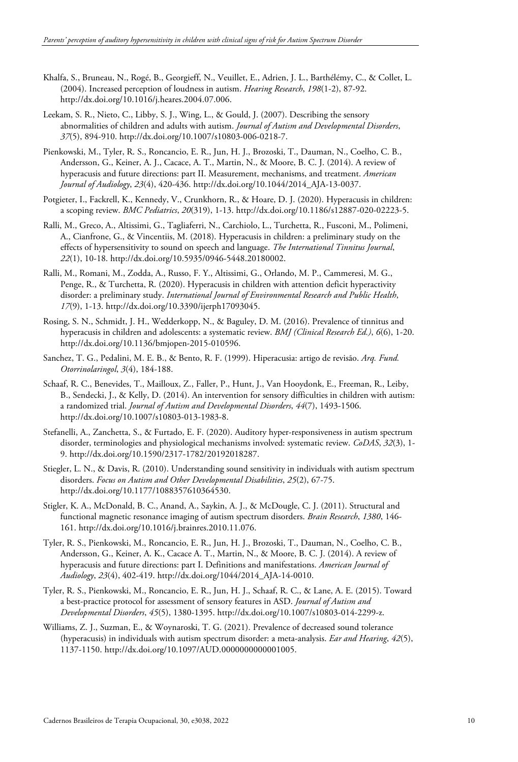Khalfa, S., Bruneau, N., Rogé, B., Georgieff, N., Veuillet, E., Adrien, J. L., Barthélémy, C., & Collet, L. (2004). Increased perception of loudness in autism. *Hearing Research*, *198*(1-2), 87-92. http://dx.doi.org/10.1016/j.heares.2004.07.006.

Leekam, S. R., Nieto, C., Libby, S. J., Wing, L., & Gould, J. (2007). Describing the sensory abnormalities of children and adults with autism. *Journal of Autism and Developmental Disorders*, *37*(5), 894-910. http://dx.doi.org/10.1007/s10803-006-0218-7.

Pienkowski, M., Tyler, R. S., Roncancio, E. R., Jun, H. J., Brozoski, T., Dauman, N., Coelho, C. B., Andersson, G., Keiner, A. J., Cacace, A. T., Martin, N., & Moore, B. C. J. (2014). A review of hyperacusis and future directions: part II. Measurement, mechanisms, and treatment. *American Journal of Audiology*, *23*(4), 420-436. http://dx.doi.org/10.1044/2014_AJA-13-0037.

Potgieter, I., Fackrell, K., Kennedy, V., Crunkhorn, R., & Hoare, D. J. (2020). Hyperacusis in children: a scoping review. *BMC Pediatrics*, *20*(319), 1-13. http://dx.doi.org/10.1186/s12887-020-02223-5.

Ralli, M., Greco, A., Altissimi, G., Tagliaferri, N., Carchiolo, L., Turchetta, R., Fusconi, M., Polimeni, A., Cianfrone, G., & Vincentiis, M. (2018). Hyperacusis in children: a preliminary study on the effects of hypersensitivity to sound on speech and language. *The International Tinnitus Journal*, *22*(1), 10-18. http://dx.doi.org/10.5935/0946-5448.20180002.

Ralli, M., Romani, M., Zodda, A., Russo, F. Y., Altissimi, G., Orlando, M. P., Cammeresi, M. G., Penge, R., & Turchetta, R. (2020). Hyperacusis in children with attention deficit hyperactivity disorder: a preliminary study. *International Journal of Environmental Research and Public Health*, *17*(9), 1-13. http://dx.doi.org/10.3390/ijerph17093045.

Rosing, S. N., Schmidt, J. H., Wedderkopp, N., & Baguley, D. M. (2016). Prevalence of tinnitus and hyperacusis in children and adolescents: a systematic review. *BMJ (Clinical Research Ed.)*, *6*(6), 1-20. http://dx.doi.org/10.1136/bmjopen-2015-010596.

Sanchez, T. G., Pedalini, M. E. B., & Bento, R. F. (1999). Hiperacusia: artigo de revisão. *Arq. Fund. Otorrinolaringol*, *3*(4), 184-188.

Schaaf, R. C., Benevides, T., Mailloux, Z., Faller, P., Hunt, J., Van Hooydonk, E., Freeman, R., Leiby, B., Sendecki, J., & Kelly, D. (2014). An intervention for sensory difficulties in children with autism: a randomized trial. *Journal of Autism and Developmental Disorders*, *44*(7), 1493-1506. http://dx.doi.org/10.1007/s10803-013-1983-8.

Stefanelli, A., Zanchetta, S., & Furtado, E. F. (2020). Auditory hyper-responsiveness in autism spectrum disorder, terminologies and physiological mechanisms involved: systematic review. *CoDAS*, *32*(3), 1-9. http://dx.doi.org/10.1590/2317-1782/20192018287.

Stiegler, L. N., & Davis, R. (2010). Understanding sound sensitivity in individuals with autism spectrum disorders. *Focus on Autism and Other Developmental Disabilities*, *25*(2), 67-75. http://dx.doi.org/10.1177/1088357610364530.

Stigler, K. A., McDonald, B. C., Anand, A., Saykin, A. J., & McDougle, C. J. (2011). Structural and functional magnetic resonance imaging of autism spectrum disorders. *Brain Research*, *1380*, 146-161. http://dx.doi.org/10.1016/j.brainres.2010.11.076.

Tyler, R. S., Pienkowski, M., Roncancio, E. R., Jun, H. J., Brozoski, T., Dauman, N., Coelho, C. B., Andersson, G., Keiner, A. K., Cacace A. T., Martin, N., & Moore, B. C. J. (2014). A review of hyperacusis and future directions: part I. Definitions and manifestations. *American Journal of Audiology*, *23*(4), 402-419. http://dx.doi.org/1044/2014_AJA-14-0010.

Tyler, R. S., Pienkowski, M., Roncancio, E. R., Jun, H. J., Schaaf, R. C., & Lane, A. E. (2015). Toward a best-practice protocol for assessment of sensory features in ASD. *Journal of Autism and Developmental Disorders*, *45*(5), 1380-1395. http://dx.doi.org/10.1007/s10803-014-2299-z.

Williams, Z. J., Suzman, E., & Woynaroski, T. G. (2021). Prevalence of decreased sound tolerance (hyperacusis) in individuals with autism spectrum disorder: a meta-analysis. *Ear and Hearing*, *42*(5), 1137-1150. http://dx.doi.org/10.1097/AUD.0000000000001005.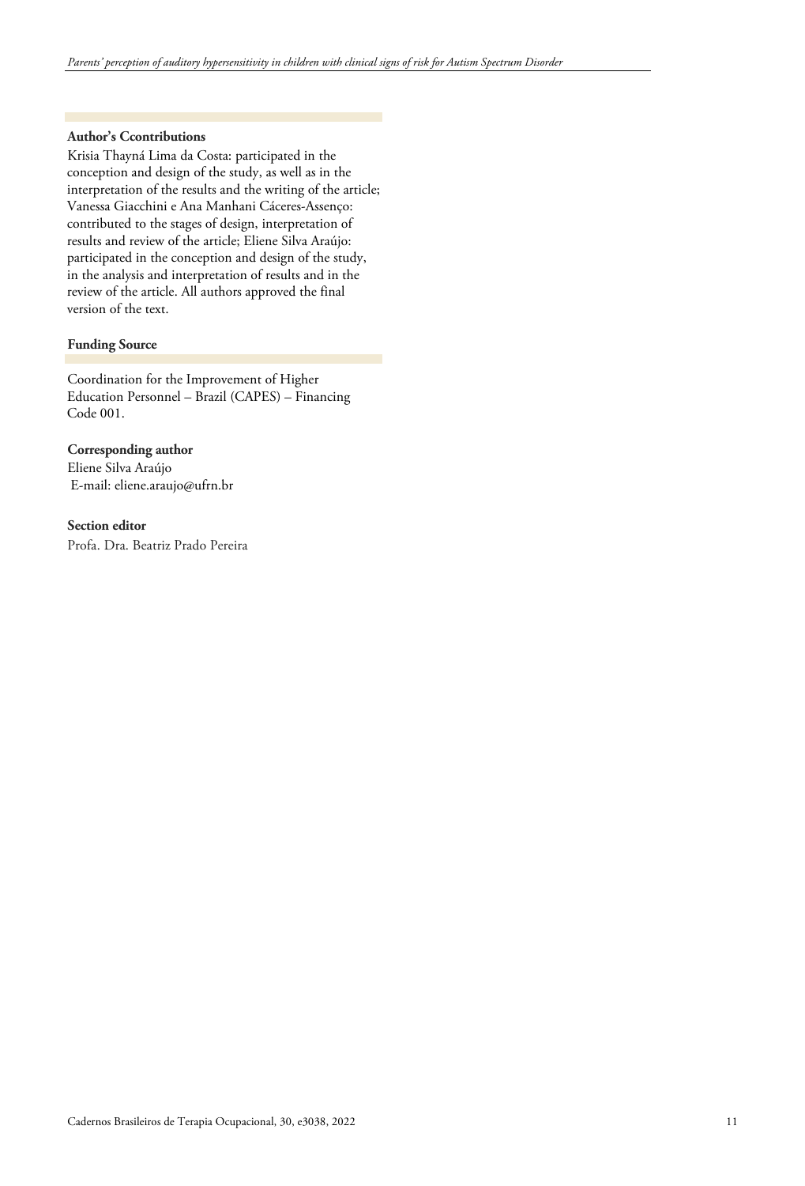**Author's Ccontributions**

Krisia Thayná Lima da Costa: participated in the conception and design of the study, as well as in the interpretation of the results and the writing of the article; Vanessa Giacchini e Ana Manhani Cáceres-Assenço: contributed to the stages of design, interpretation of results and review of the article; Eliene Silva Araújo: participated in the conception and design of the study, in the analysis and interpretation of results and in the review of the article. All authors approved the final version of the text.

**Funding Source**

Coordination for the Improvement of Higher Education Personnel – Brazil (CAPES) – Financing Code 001.

**Corresponding author**

Eliene Silva Araújo
E-mail: eliene.araujo@ufrn.br

**Section editor**

Profa. Dra. Beatriz Prado Pereira